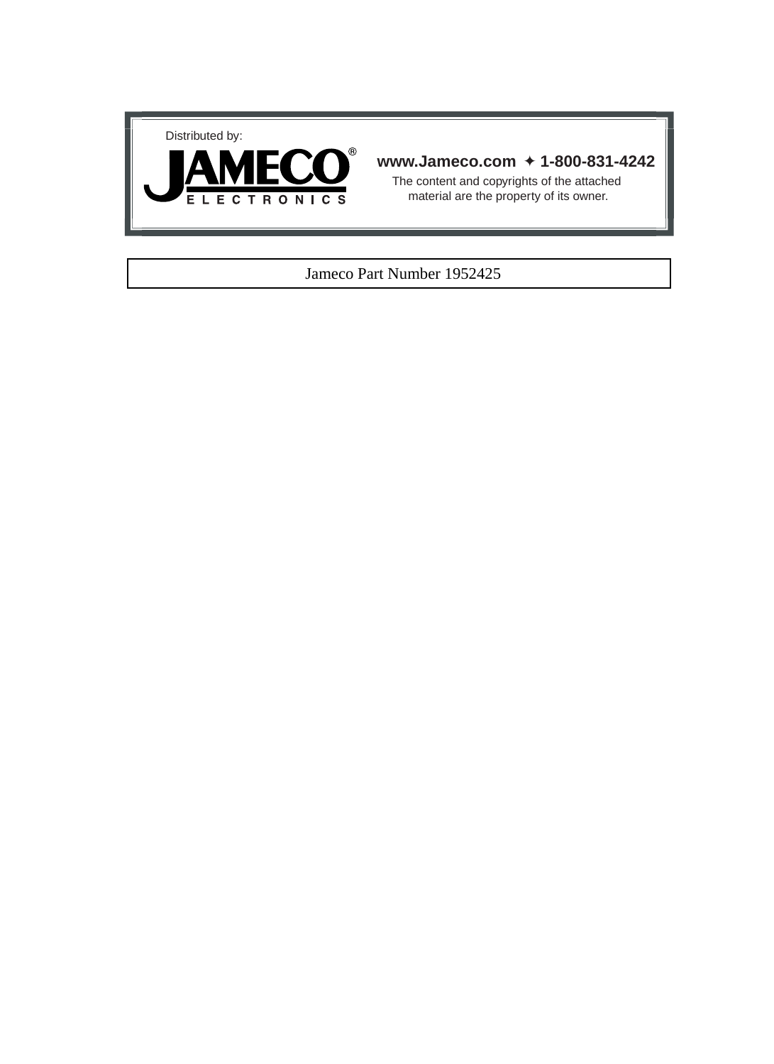Distributed by:

JAMECO® ELECTRONICS

**www.Jameco.com ✦ 1-800-831-4242**

The content and copyrights of the attached material are the property of its owner.

Jameco Part Number 1952425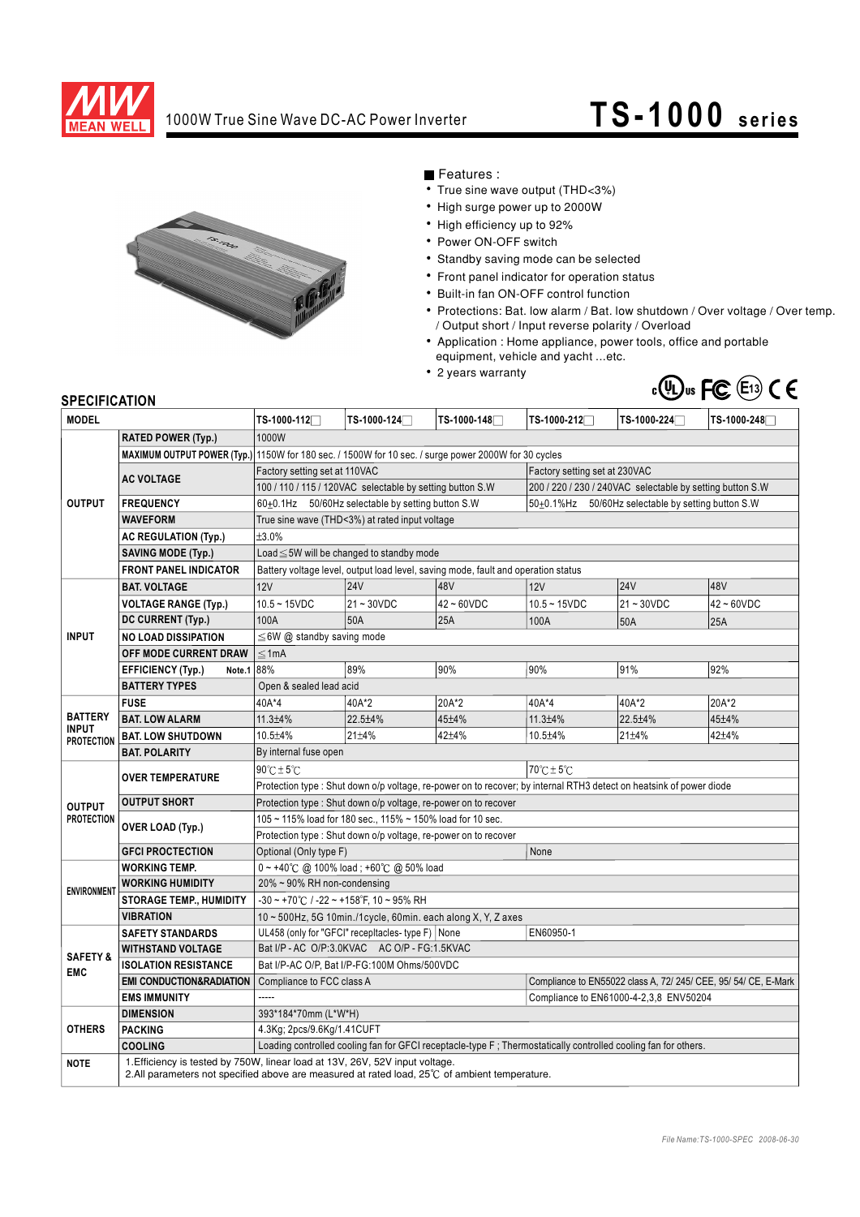1000W True Sine Wave DC-AC Power Inverter

# TS-1000 series

## Features :

- True sine wave output (THD<3%)
- High surge power up to 2000W
- High efficiency up to 92%
- Power ON-OFF switch
- Standby saving mode can be selected
- Front panel indicator for operation status
- Built-in fan ON-OFF control function
- Protections: Bat. low alarm / Bat. low shutdown / Over voltage / Over temp. / Output short / Input reverse polarity / Overload
- Application : Home appliance, power tools, office and portable equipment, vehicle and yacht ...etc.
- 2 years warranty

## SPECIFICATION

| MODEL | | TS-1000-112□ | TS-1000-124□ | TS-1000-148□ | TS-1000-212□ | TS-1000-224□ | TS-1000-248□ |
|---|---|---|---|---|---|---|---|
| OUTPUT | RATED POWER (Typ.) | 1000W | | | | | |
| | MAXIMUM OUTPUT POWER (Typ.) | 1150W for 180 sec. / 1500W for 10 sec. / surge power 2000W for 30 cycles | | | | | |
| | AC VOLTAGE | Factory setting set at 110VAC | | | Factory setting set at 230VAC | | |
| | | 100 / 110 / 115 / 120VAC selectable by setting button S.W | | | 200 / 220 / 230 / 240VAC selectable by setting button S.W | | |
| | FREQUENCY | 60±0.1Hz 50/60Hz selectable by setting button S.W | | | 50±0.1%Hz 50/60Hz selectable by setting button S.W | | |
| | WAVEFORM | True sine wave (THD<3%) at rated input voltage | | | | | |
| | AC REGULATION (Typ.) | ±3.0% | | | | | |
| | SAVING MODE (Typ.) | Load ≦5W will be changed to standby mode | | | | | |
| | FRONT PANEL INDICATOR | Battery voltage level, output load level, saving mode, fault and operation status | | | | | |
| INPUT | BAT. VOLTAGE | 12V | 24V | 48V | 12V | 24V | 48V |
| | VOLTAGE RANGE (Typ.) | 10.5 ~ 15VDC | 21 ~ 30VDC | 42 ~ 60VDC | 10.5 ~ 15VDC | 21 ~ 30VDC | 42 ~ 60VDC |
| | DC CURRENT (Typ.) | 100A | 50A | 25A | 100A | 50A | 25A |
| | NO LOAD DISSIPATION | ≦6W @ standby saving mode | | | | | |
| | OFF MODE CURRENT DRAW | ≦1mA | | | | | |
| | EFFICIENCY (Typ.) Note.1 | 88% | 89% | 90% | 90% | 91% | 92% |
| | BATTERY TYPES | Open & sealed lead acid | | | | | |
| BATTERY INPUT PROTECTION | FUSE | 40A*4 | 40A*2 | 20A*2 | 40A*4 | 40A*2 | 20A*2 |
| | BAT. LOW ALARM | 11.3±4% | 22.5±4% | 45±4% | 11.3±4% | 22.5±4% | 45±4% |
| | BAT. LOW SHUTDOWN | 10.5±4% | 21±4% | 42±4% | 10.5±4% | 21±4% | 42±4% |
| | BAT. POLARITY | By internal fuse open | | | | | |
| OUTPUT PROTECTION | OVER TEMPERATURE | 90℃±5℃ | | | 70℃±5℃ | | |
| | | Protection type : Shut down o/p voltage, re-power on to recover; by internal RTH3 detect on heatsink of power diode | | | | | |
| | OUTPUT SHORT | Protection type : Shut down o/p voltage, re-power on to recover | | | | | |
| | OVER LOAD (Typ.) | 105 ~ 115% load for 180 sec., 115% ~ 150% load for 10 sec. | | | | | |
| | | Protection type : Shut down o/p voltage, re-power on to recover | | | | | |
| | GFCI PROCTECTION | Optional (Only type F) | | | None | | |
| ENVIRONMENT | WORKING TEMP. | 0 ~ +40℃ @ 100% load ; +60℃ @ 50% load | | | | | |
| | WORKING HUMIDITY | 20% ~ 90% RH non-condensing | | | | | |
| | STORAGE TEMP., HUMIDITY | -30 ~ +70℃ / -22 ~ +158°F, 10 ~ 95% RH | | | | | |
| | VIBRATION | 10 ~ 500Hz, 5G 10min./1cycle, 60min. each along X, Y, Z axes | | | | | |
| SAFETY & EMC | SAFETY STANDARDS | UL458 (only for "GFCI" receptacles- type F) \| None | | | EN60950-1 | | |
| | WITHSTAND VOLTAGE | Bat I/P - AC O/P:3.0KVAC AC O/P - FG:1.5KVAC | | | | | |
| | ISOLATION RESISTANCE | Bat I/P-AC O/P, Bat I/P-FG:100M Ohms/500VDC | | | | | |
| | EMI CONDUCTION&RADIATION | Compliance to FCC class A | | | Compliance to EN55022 class A, 72/ 245/ CEE, 95/ 54/ CE, E-Mark | | |
| | EMS IMMUNITY | ----- | | | Compliance to EN61000-4-2,3,8 ENV50204 | | |
| OTHERS | DIMENSION | 393*184*70mm (L*W*H) | | | | | |
| | PACKING | 4.3Kg; 2pcs/9.6Kg/1.41CUFT | | | | | |
| | COOLING | Loading controlled cooling fan for GFCI receptacle-type F ; Thermostatically controlled cooling fan for others. | | | | | |
| NOTE | 1.Efficiency is tested by 750W, linear load at 13V, 26V, 52V input voltage. 2.All parameters not specified above are measured at rated load, 25℃ of ambient temperature. | | | | | | |

File Name:TS-1000-SPEC 2008-06-30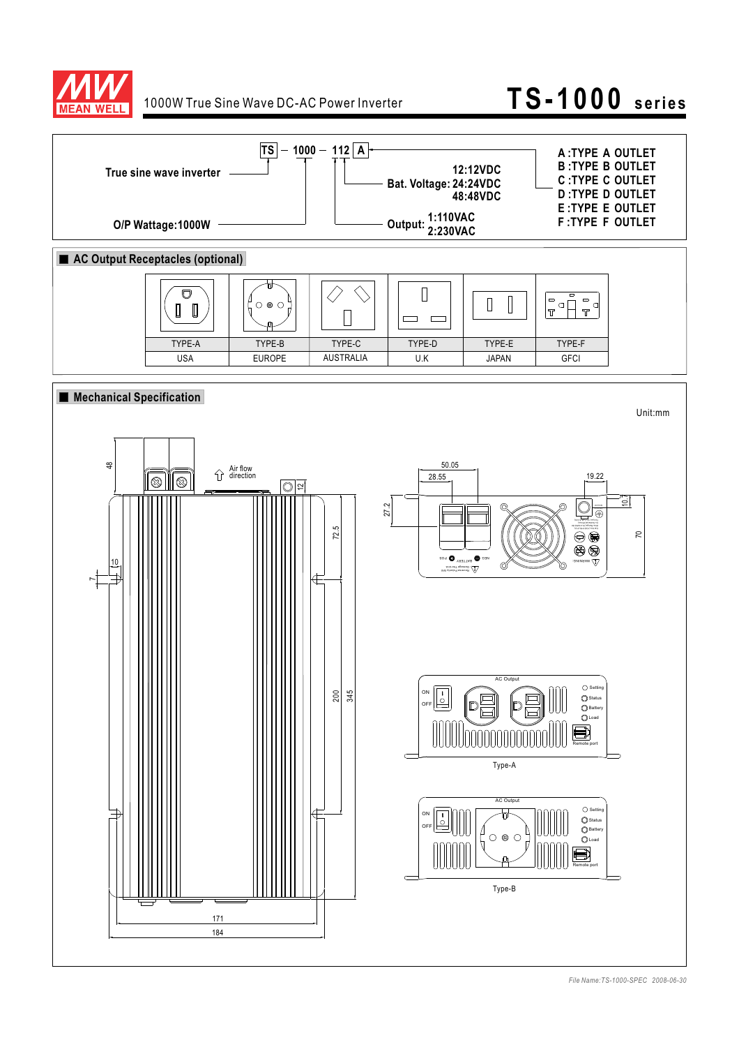1000W True Sine Wave DC-AC Power Inverter

# TS-1000 series

TS — 1000 — 112 A

True sine wave inverter

O/P Wattage:1000W

Bat. Voltage: 12:12VDC, 24:24VDC, 48:48VDC

Output: 1:110VAC, 2:230VAC

A :TYPE A OUTLET
B :TYPE B OUTLET
C :TYPE C OUTLET
D :TYPE D OUTLET
E :TYPE E OUTLET
F :TYPE F OUTLET

## AC Output Receptacles (optional)

| TYPE-A | TYPE-B | TYPE-C | TYPE-D | TYPE-E | TYPE-F |
|---|---|---|---|---|---|
| USA | EUROPE | AUSTRALIA | U.K | JAPAN | GFCI |

## Mechanical Specification

Unit:mm

48
Air flow direction
12
10
7
72.5
200
345
171
184

50.05
28.55
19.22
27.2
10.7
70

AC Output
ON
OFF
Setting
Status
Battery
Load
Remote port

Type-A

AC Output
ON
OFF
Setting
Status
Battery
Load
Remote port

Type-B

*File Name:TS-1000-SPEC 2008-06-30*